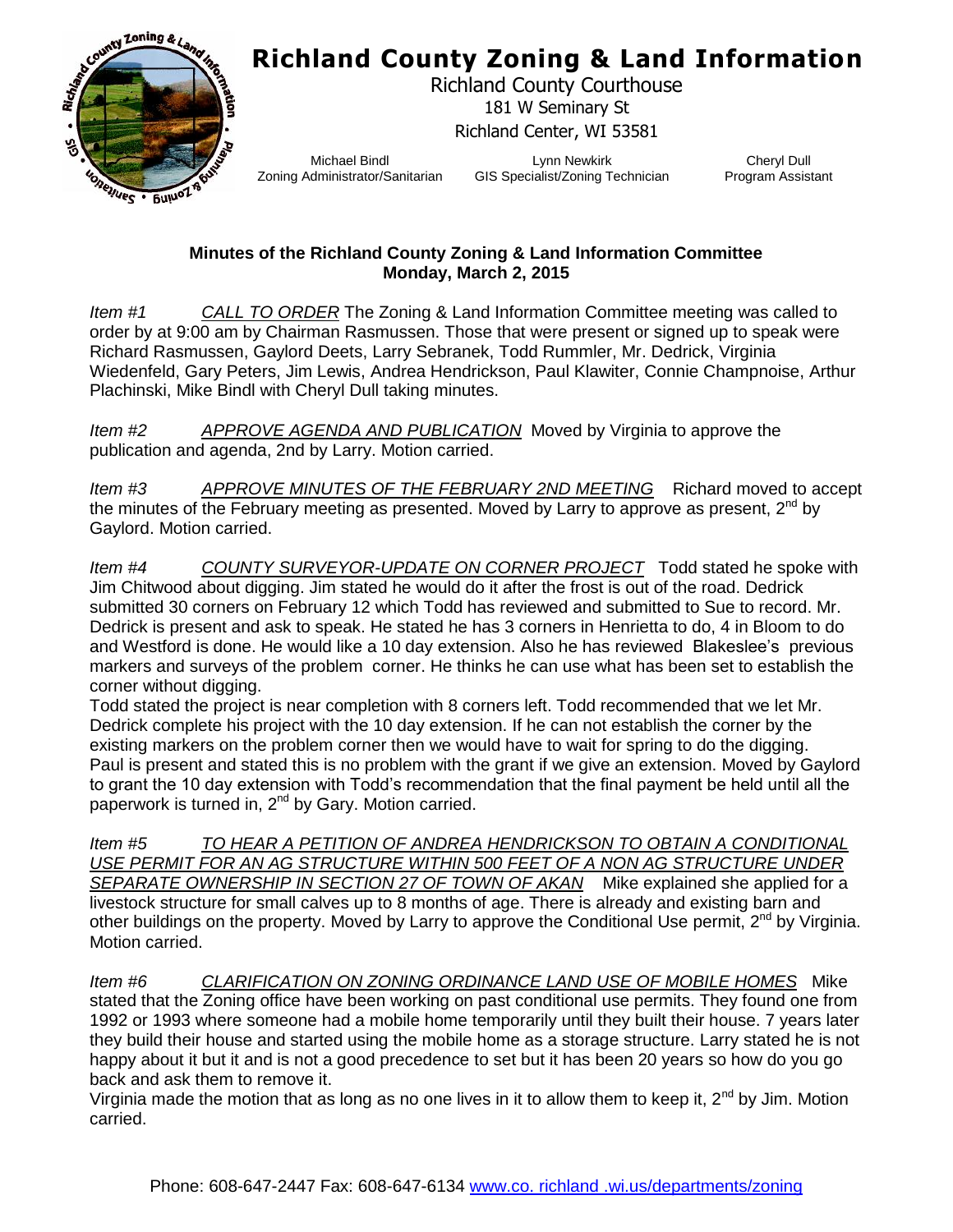# Richland County Zoning & Land Information

Richland County Courthouse
181 W Seminary St
Richland Center, WI 53581

Michael Bindl
Zoning Administrator/Sanitarian

Lynn Newkirk
GIS Specialist/Zoning Technician

Cheryl Dull
Program Assistant

**Minutes of the Richland County Zoning & Land Information Committee**
**Monday, March 2, 2015**

*Item #1* *CALL TO ORDER* The Zoning & Land Information Committee meeting was called to order by at 9:00 am by Chairman Rasmussen. Those that were present or signed up to speak were Richard Rasmussen, Gaylord Deets, Larry Sebranek, Todd Rummler, Mr. Dedrick, Virginia Wiedenfeld, Gary Peters, Jim Lewis, Andrea Hendrickson, Paul Klawiter, Connie Champnoise, Arthur Plachinski, Mike Bindl with Cheryl Dull taking minutes.

*Item #2* *APPROVE AGENDA AND PUBLICATION* Moved by Virginia to approve the publication and agenda, 2nd by Larry. Motion carried.

*Item #3* *APPROVE MINUTES OF THE FEBRUARY 2ND MEETING* Richard moved to accept the minutes of the February meeting as presented. Moved by Larry to approve as present, 2nd by Gaylord. Motion carried.

*Item #4* *COUNTY SURVEYOR-UPDATE ON CORNER PROJECT* Todd stated he spoke with Jim Chitwood about digging. Jim stated he would do it after the frost is out of the road. Dedrick submitted 30 corners on February 12 which Todd has reviewed and submitted to Sue to record. Mr. Dedrick is present and ask to speak. He stated he has 3 corners in Henrietta to do, 4 in Bloom to do and Westford is done. He would like a 10 day extension. Also he has reviewed Blakeslee's previous markers and surveys of the problem corner. He thinks he can use what has been set to establish the corner without digging.
Todd stated the project is near completion with 8 corners left. Todd recommended that we let Mr. Dedrick complete his project with the 10 day extension. If he can not establish the corner by the existing markers on the problem corner then we would have to wait for spring to do the digging. Paul is present and stated this is no problem with the grant if we give an extension. Moved by Gaylord to grant the 10 day extension with Todd's recommendation that the final payment be held until all the paperwork is turned in, 2nd by Gary. Motion carried.

*Item #5* *TO HEAR A PETITION OF ANDREA HENDRICKSON TO OBTAIN A CONDITIONAL USE PERMIT FOR AN AG STRUCTURE WITHIN 500 FEET OF A NON AG STRUCTURE UNDER SEPARATE OWNERSHIP IN SECTION 27 OF TOWN OF AKAN* Mike explained she applied for a livestock structure for small calves up to 8 months of age. There is already and existing barn and other buildings on the property. Moved by Larry to approve the Conditional Use permit, 2nd by Virginia. Motion carried.

*Item #6* *CLARIFICATION ON ZONING ORDINANCE LAND USE OF MOBILE HOMES* Mike stated that the Zoning office have been working on past conditional use permits. They found one from 1992 or 1993 where someone had a mobile home temporarily until they built their house. 7 years later they build their house and started using the mobile home as a storage structure. Larry stated he is not happy about it but it and is not a good precedence to set but it has been 20 years so how do you go back and ask them to remove it.
Virginia made the motion that as long as no one lives in it to allow them to keep it, 2nd by Jim. Motion carried.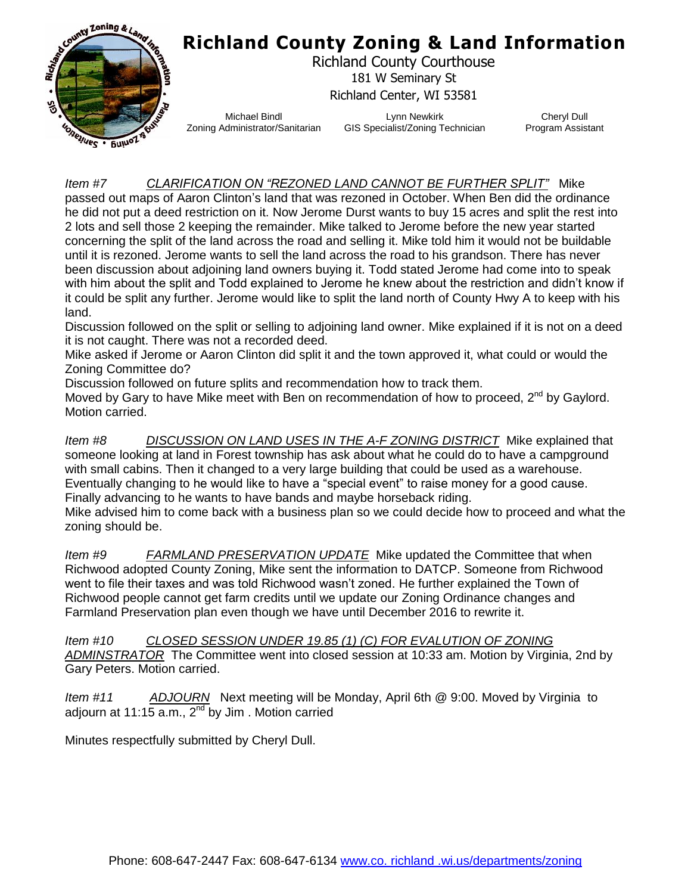# Richland County Zoning & Land Information

Richland County Courthouse
181 W Seminary St
Richland Center, WI 53581

Michael Bindl
Zoning Administrator/Sanitarian

Lynn Newkirk
GIS Specialist/Zoning Technician

Cheryl Dull
Program Assistant

*Item #7* *CLARIFICATION ON "REZONED LAND CANNOT BE FURTHER SPLIT"* Mike passed out maps of Aaron Clinton's land that was rezoned in October. When Ben did the ordinance he did not put a deed restriction on it. Now Jerome Durst wants to buy 15 acres and split the rest into 2 lots and sell those 2 keeping the remainder. Mike talked to Jerome before the new year started concerning the split of the land across the road and selling it. Mike told him it would not be buildable until it is rezoned. Jerome wants to sell the land across the road to his grandson. There has never been discussion about adjoining land owners buying it. Todd stated Jerome had come into to speak with him about the split and Todd explained to Jerome he knew about the restriction and didn't know if it could be split any further. Jerome would like to split the land north of County Hwy A to keep with his land.

Discussion followed on the split or selling to adjoining land owner. Mike explained if it is not on a deed it is not caught. There was not a recorded deed.

Mike asked if Jerome or Aaron Clinton did split it and the town approved it, what could or would the Zoning Committee do?

Discussion followed on future splits and recommendation how to track them.

Moved by Gary to have Mike meet with Ben on recommendation of how to proceed, 2nd by Gaylord. Motion carried.

*Item #8* *DISCUSSION ON LAND USES IN THE A-F ZONING DISTRICT* Mike explained that someone looking at land in Forest township has ask about what he could do to have a campground with small cabins. Then it changed to a very large building that could be used as a warehouse. Eventually changing to he would like to have a "special event" to raise money for a good cause. Finally advancing to he wants to have bands and maybe horseback riding.

Mike advised him to come back with a business plan so we could decide how to proceed and what the zoning should be.

*Item #9* *FARMLAND PRESERVATION UPDATE* Mike updated the Committee that when Richwood adopted County Zoning, Mike sent the information to DATCP. Someone from Richwood went to file their taxes and was told Richwood wasn't zoned. He further explained the Town of Richwood people cannot get farm credits until we update our Zoning Ordinance changes and Farmland Preservation plan even though we have until December 2016 to rewrite it.

*Item #10* *CLOSED SESSION UNDER 19.85 (1) (C) FOR EVALUTION OF ZONING ADMINSTRATOR* The Committee went into closed session at 10:33 am. Motion by Virginia, 2nd by Gary Peters. Motion carried.

*Item #11* *ADJOURN* Next meeting will be Monday, April 6th @ 9:00. Moved by Virginia to adjourn at 11:15 a.m., 2nd by Jim . Motion carried

Minutes respectfully submitted by Cheryl Dull.

Phone: 608-647-2447 Fax: 608-647-6134 www.co. richland .wi.us/departments/zoning